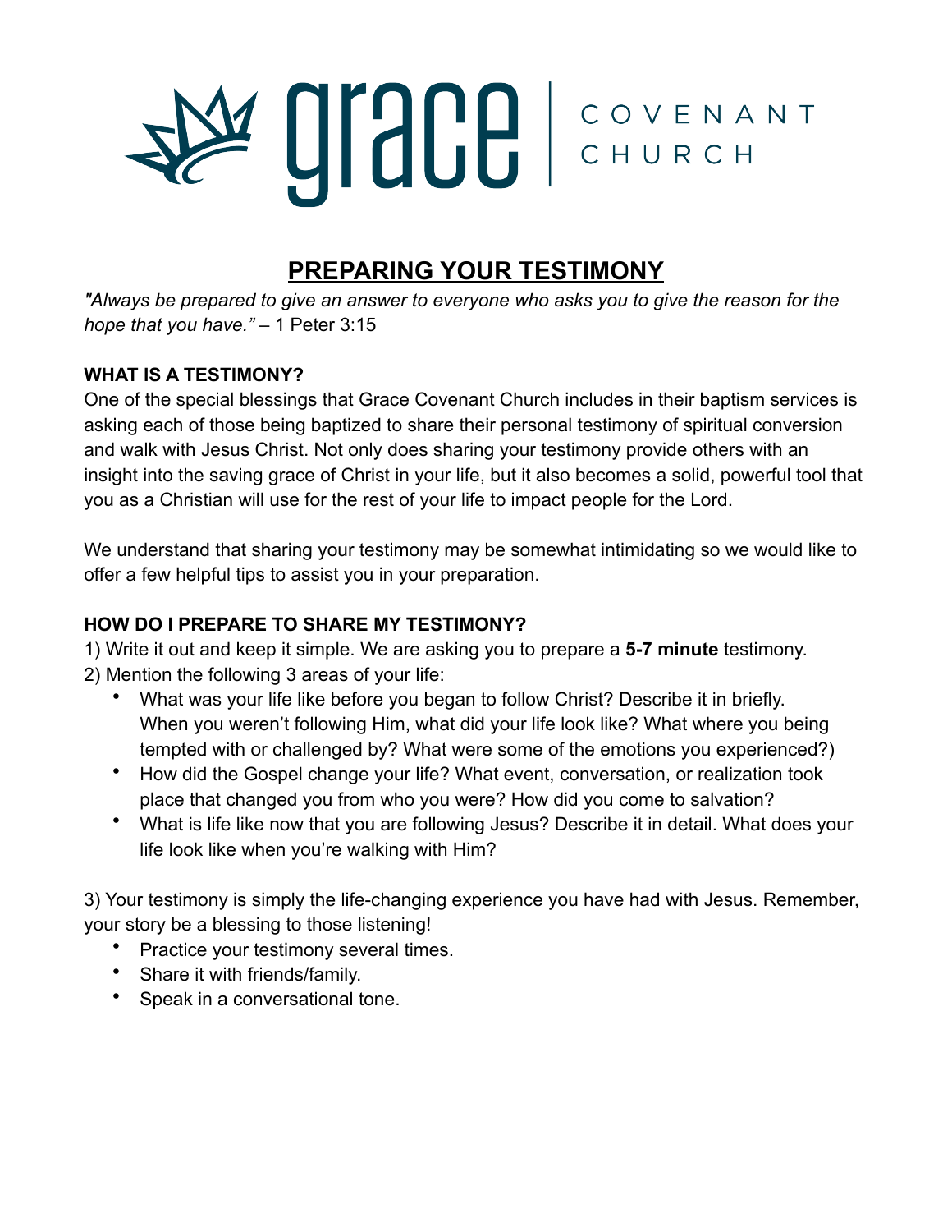grace | COVENANT CHURCH

# PREPARING YOUR TESTIMONY

*"Always be prepared to give an answer to everyone who asks you to give the reason for the hope that you have."* – 1 Peter 3:15

**WHAT IS A TESTIMONY?**

One of the special blessings that Grace Covenant Church includes in their baptism services is asking each of those being baptized to share their personal testimony of spiritual conversion and walk with Jesus Christ. Not only does sharing your testimony provide others with an insight into the saving grace of Christ in your life, but it also becomes a solid, powerful tool that you as a Christian will use for the rest of your life to impact people for the Lord.

We understand that sharing your testimony may be somewhat intimidating so we would like to offer a few helpful tips to assist you in your preparation.

**HOW DO I PREPARE TO SHARE MY TESTIMONY?**

1) Write it out and keep it simple. We are asking you to prepare a **5-7 minute** testimony.

2) Mention the following 3 areas of your life:

- What was your life like before you began to follow Christ? Describe it in briefly. When you weren't following Him, what did your life look like? What where you being tempted with or challenged by? What were some of the emotions you experienced?)
- How did the Gospel change your life? What event, conversation, or realization took place that changed you from who you were? How did you come to salvation?
- What is life like now that you are following Jesus? Describe it in detail. What does your life look like when you're walking with Him?

3) Your testimony is simply the life-changing experience you have had with Jesus. Remember, your story be a blessing to those listening!

- Practice your testimony several times.
- Share it with friends/family.
- Speak in a conversational tone.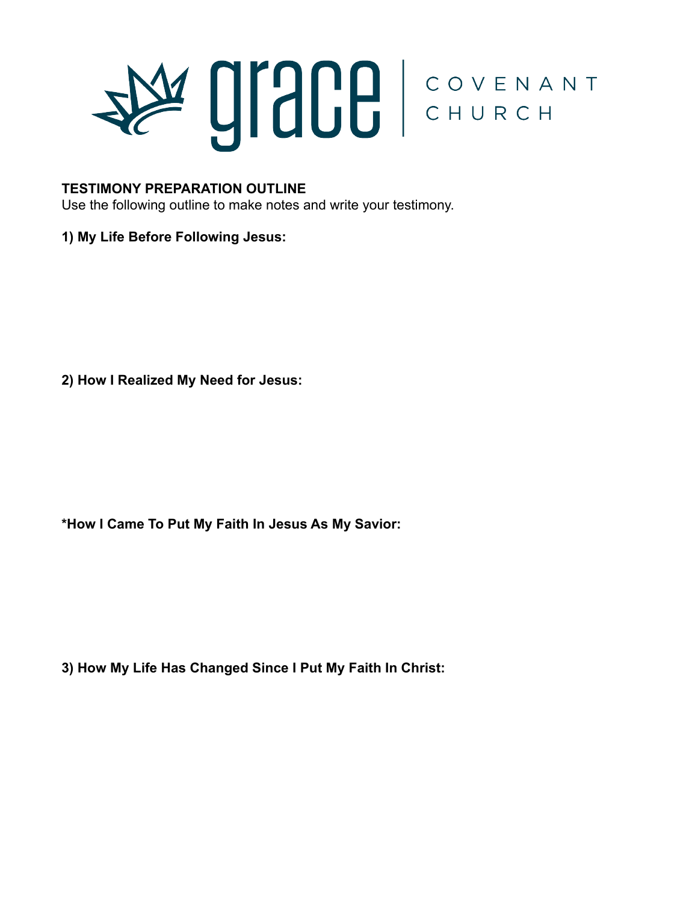grace | COVENANT CHURCH

**TESTIMONY PREPARATION OUTLINE**

Use the following outline to make notes and write your testimony.

**1) My Life Before Following Jesus:**

**2) How I Realized My Need for Jesus:**

***How I Came To Put My Faith In Jesus As My Savior:**

**3) How My Life Has Changed Since I Put My Faith In Christ:**